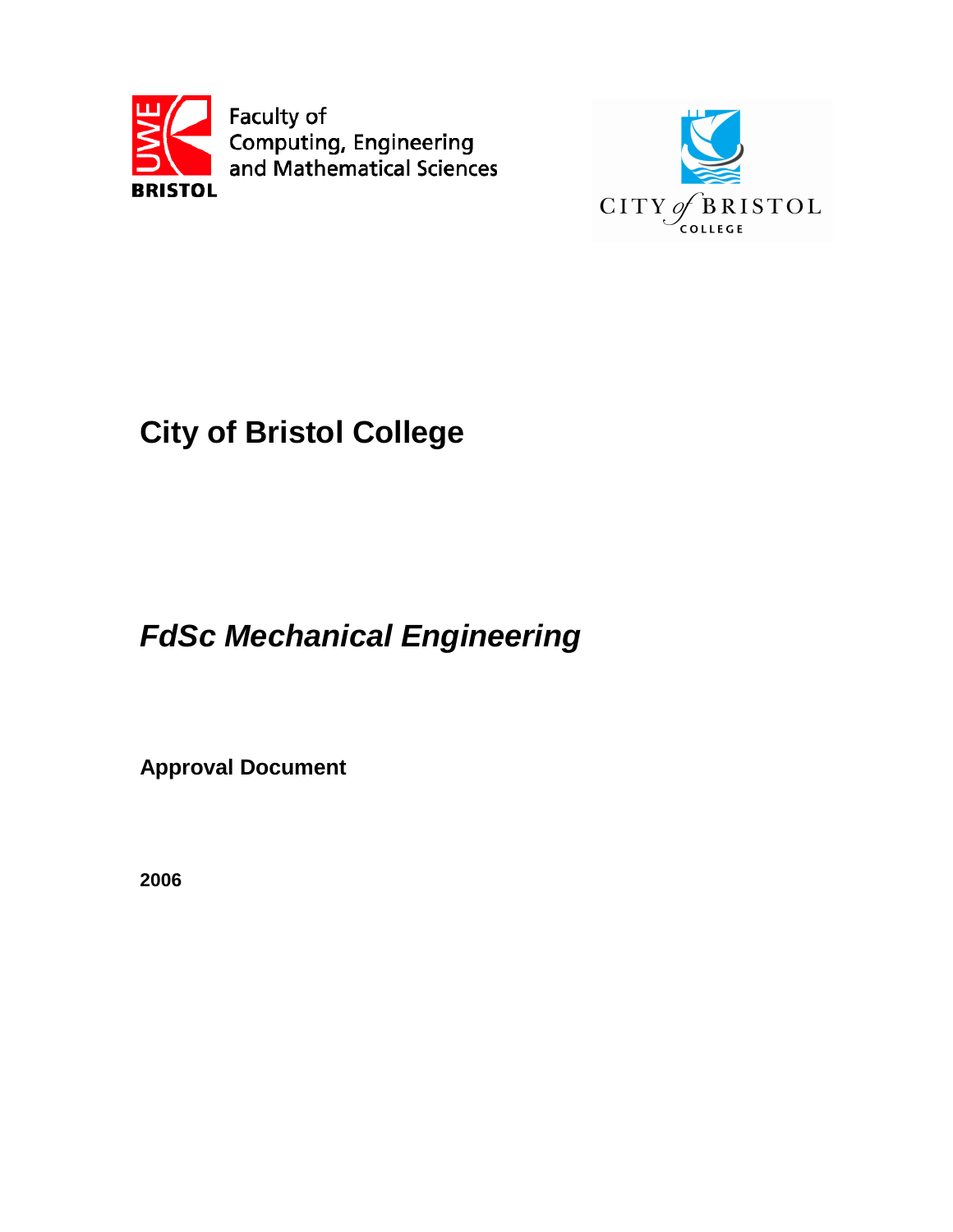UWE BRISTOL

Faculty of Computing, Engineering and Mathematical Sciences

CITY of BRISTOL COLLEGE

# City of Bristol College

## *FdSc Mechanical Engineering*

**Approval Document**

**2006**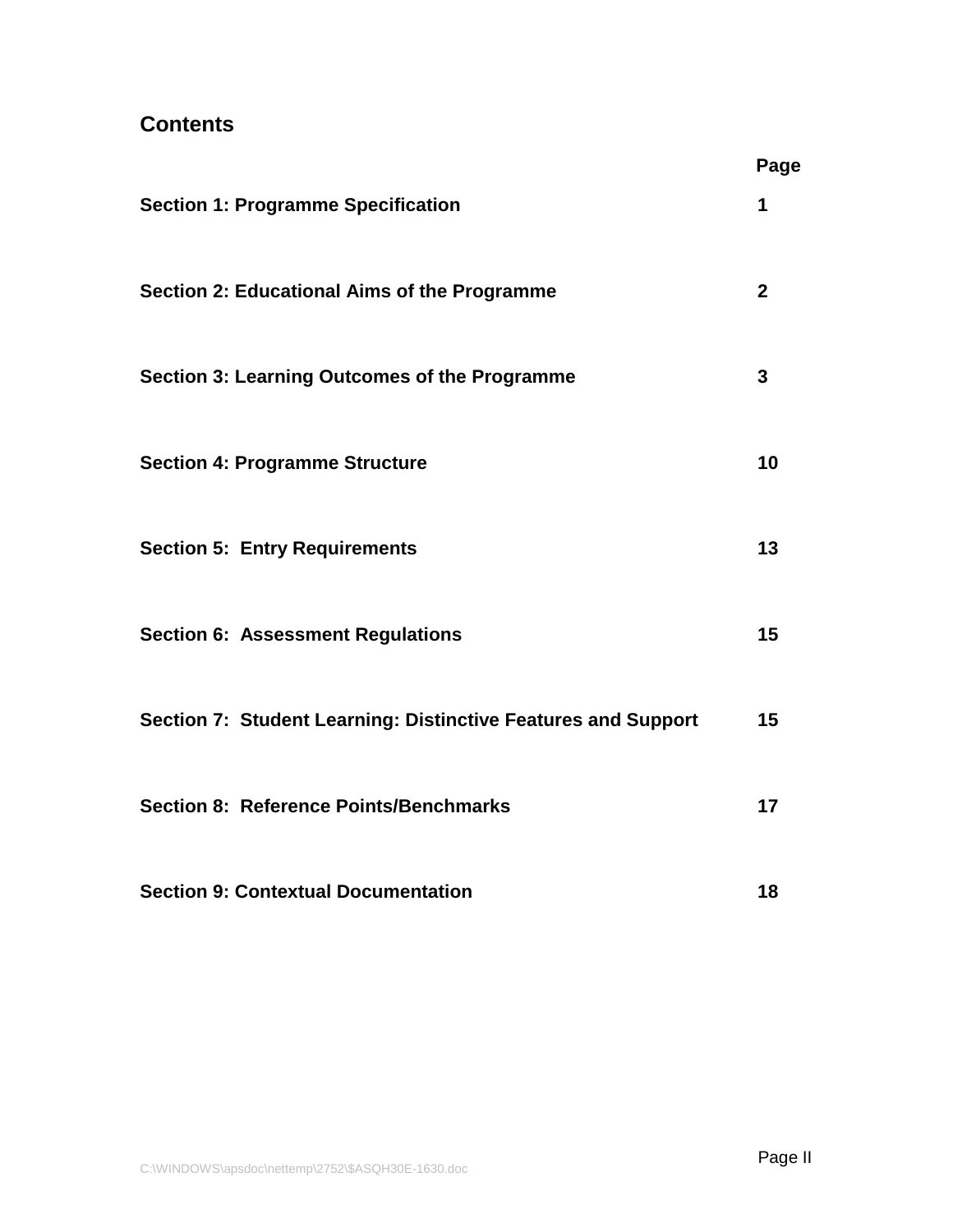## Contents

| | Page |
|---|---|
| **Section 1: Programme Specification** | **1** |
| **Section 2: Educational Aims of the Programme** | **2** |
| **Section 3: Learning Outcomes of the Programme** | **3** |
| **Section 4: Programme Structure** | **10** |
| **Section 5: Entry Requirements** | **13** |
| **Section 6: Assessment Regulations** | **15** |
| **Section 7: Student Learning: Distinctive Features and Support** | **15** |
| **Section 8: Reference Points/Benchmarks** | **17** |
| **Section 9: Contextual Documentation** | **18** |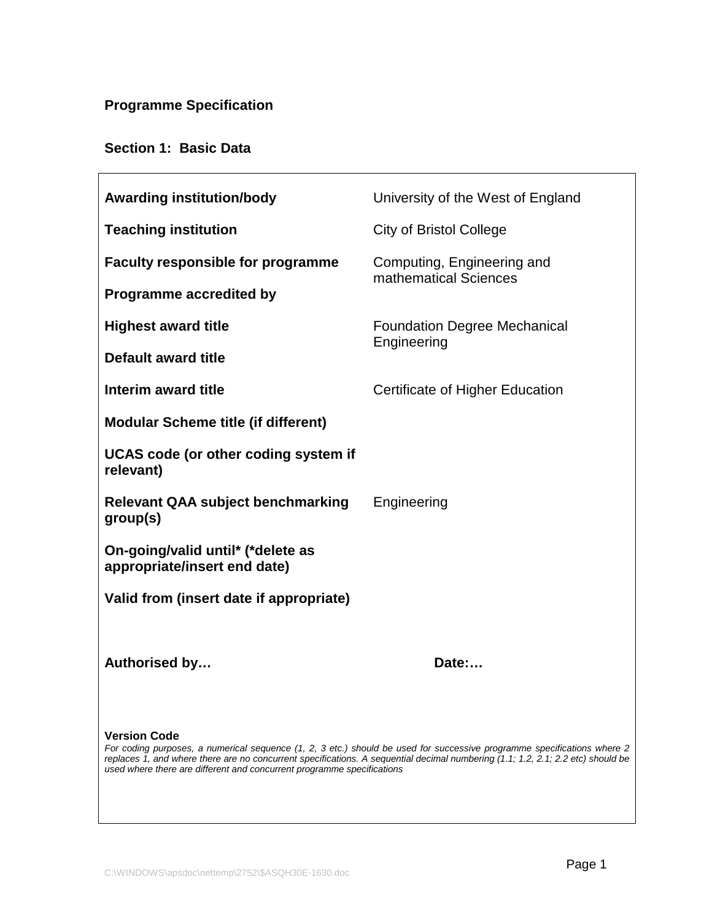**Programme Specification**

**Section 1: Basic Data**

| | |
|---|---|
| **Awarding institution/body** | University of the West of England |
| **Teaching institution** | City of Bristol College |
| **Faculty responsible for programme** | Computing, Engineering and mathematical Sciences |
| **Programme accredited by** | |
| **Highest award title** | Foundation Degree Mechanical Engineering |
| **Default award title** | |
| **Interim award title** | Certificate of Higher Education |
| **Modular Scheme title (if different)** | |
| **UCAS code (or other coding system if relevant)** | |
| **Relevant QAA subject benchmarking group(s)** | Engineering |
| **On-going/valid until* (*delete as appropriate/insert end date)** | |
| **Valid from (insert date if appropriate)** | |

**Authorised by…** **Date:…**

**Version Code**

*For coding purposes, a numerical sequence (1, 2, 3 etc.) should be used for successive programme specifications where 2 replaces 1, and where there are no concurrent specifications. A sequential decimal numbering (1.1; 1.2, 2.1; 2.2 etc) should be used where there are different and concurrent programme specifications*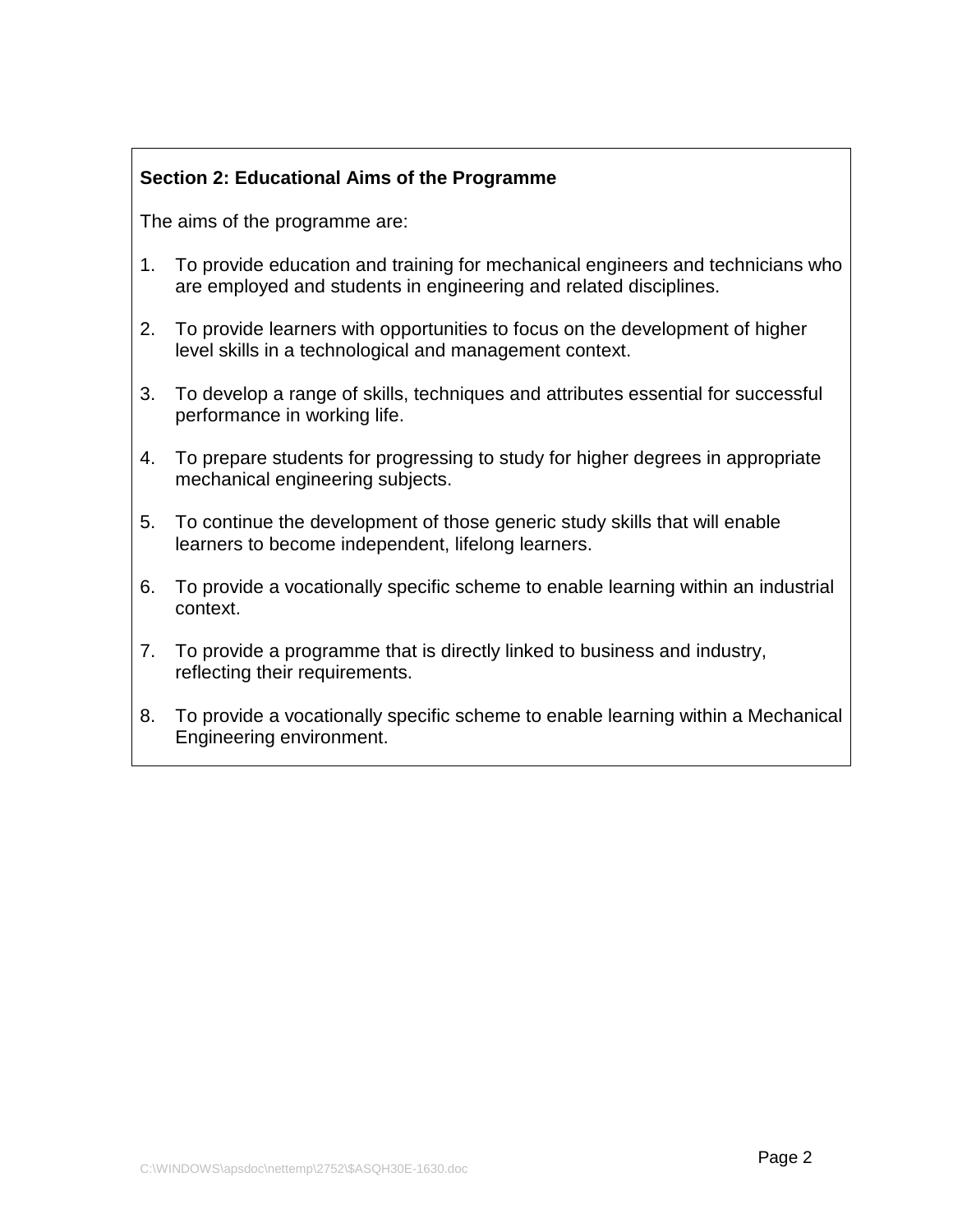## Section 2: Educational Aims of the Programme

The aims of the programme are:

1. To provide education and training for mechanical engineers and technicians who are employed and students in engineering and related disciplines.

2. To provide learners with opportunities to focus on the development of higher level skills in a technological and management context.

3. To develop a range of skills, techniques and attributes essential for successful performance in working life.

4. To prepare students for progressing to study for higher degrees in appropriate mechanical engineering subjects.

5. To continue the development of those generic study skills that will enable learners to become independent, lifelong learners.

6. To provide a vocationally specific scheme to enable learning within an industrial context.

7. To provide a programme that is directly linked to business and industry, reflecting their requirements.

8. To provide a vocationally specific scheme to enable learning within a Mechanical Engineering environment.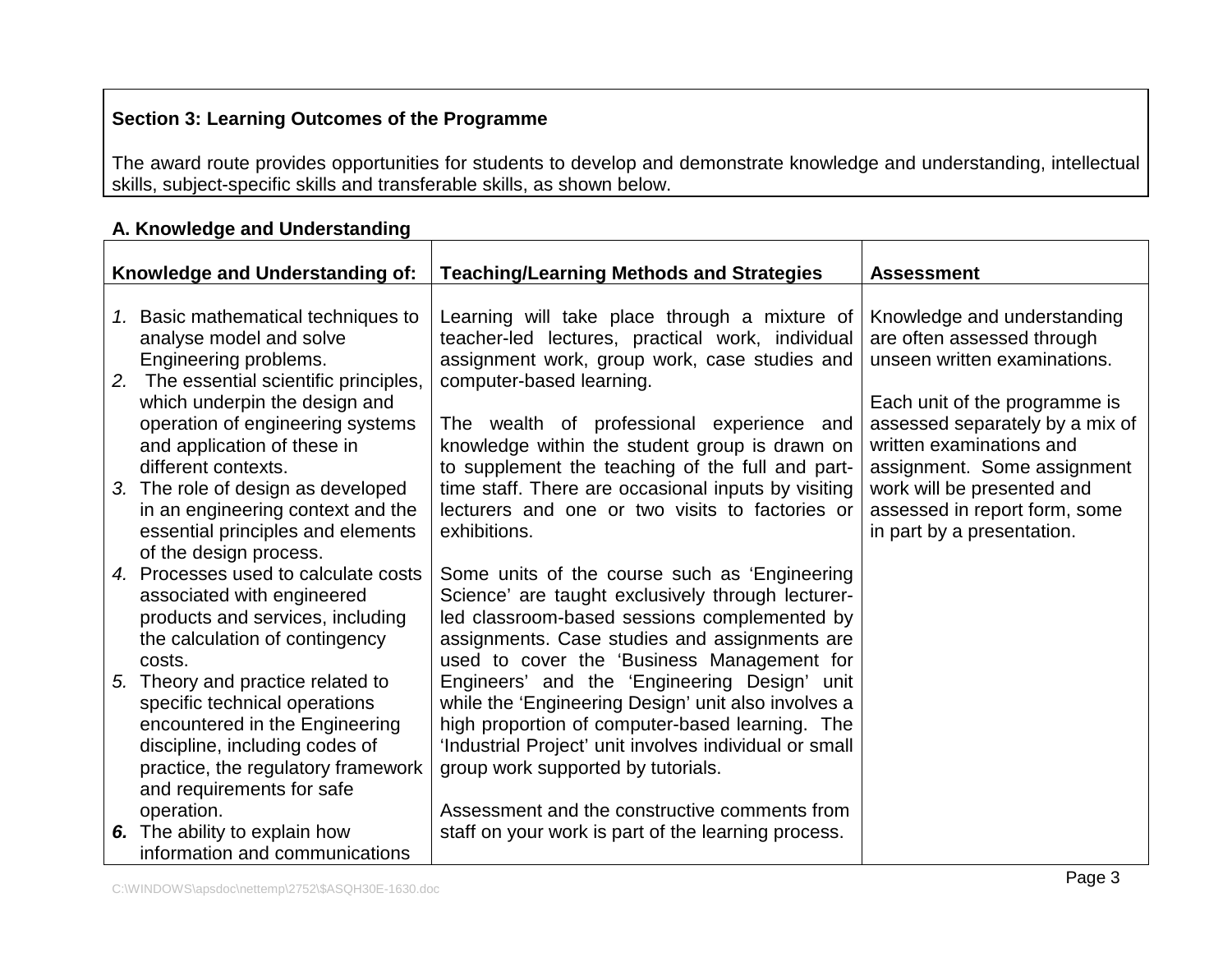**Section 3: Learning Outcomes of the Programme**

The award route provides opportunities for students to develop and demonstrate knowledge and understanding, intellectual skills, subject-specific skills and transferable skills, as shown below.

### A. Knowledge and Understanding

| Knowledge and Understanding of: | Teaching/Learning Methods and Strategies | Assessment |
|---|---|---|
| 1. Basic mathematical techniques to analyse model and solve Engineering problems.<br>2. The essential scientific principles, which underpin the design and operation of engineering systems and application of these in different contexts.<br>3. The role of design as developed in an engineering context and the essential principles and elements of the design process.<br>4. Processes used to calculate costs associated with engineered products and services, including the calculation of contingency costs.<br>5. Theory and practice related to specific technical operations encountered in the Engineering discipline, including codes of practice, the regulatory framework and requirements for safe operation.<br>6. The ability to explain how information and communications | Learning will take place through a mixture of teacher-led lectures, practical work, individual assignment work, group work, case studies and computer-based learning.<br><br>The wealth of professional experience and knowledge within the student group is drawn on to supplement the teaching of the full and part-time staff. There are occasional inputs by visiting lecturers and one or two visits to factories or exhibitions.<br><br>Some units of the course such as 'Engineering Science' are taught exclusively through lecturer-led classroom-based sessions complemented by assignments. Case studies and assignments are used to cover the 'Business Management for Engineers' and the 'Engineering Design' unit while the 'Engineering Design' unit also involves a high proportion of computer-based learning. The 'Industrial Project' unit involves individual or small group work supported by tutorials.<br><br>Assessment and the constructive comments from staff on your work is part of the learning process. | Knowledge and understanding are often assessed through unseen written examinations.<br><br>Each unit of the programme is assessed separately by a mix of written examinations and assignment. Some assignment work will be presented and assessed in report form, some in part by a presentation. |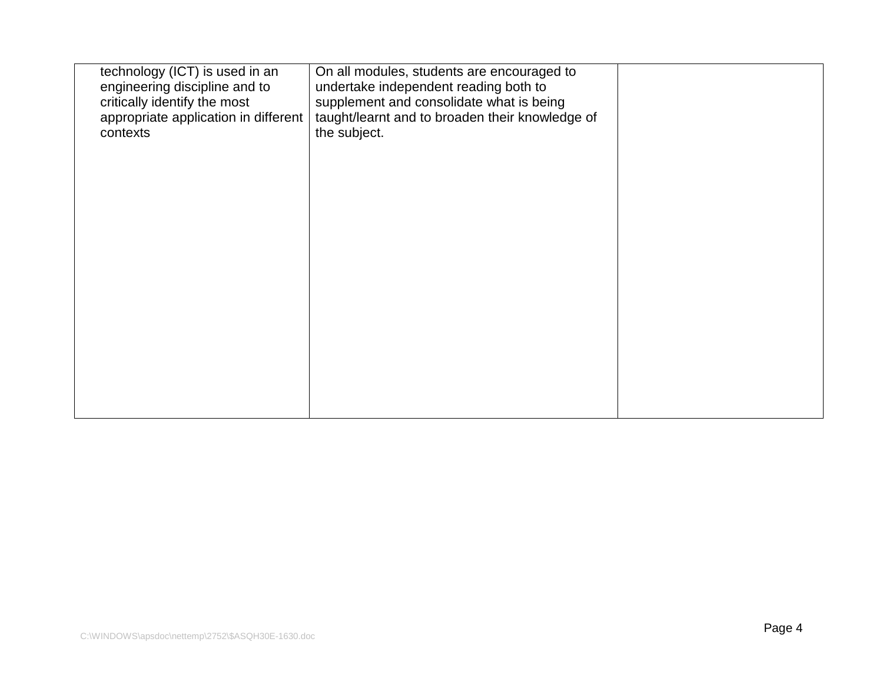| | | |
|---|---|---|
| technology (ICT) is used in an engineering discipline and to critically identify the most appropriate application in different contexts | On all modules, students are encouraged to undertake independent reading both to supplement and consolidate what is being taught/learnt and to broaden their knowledge of the subject. | |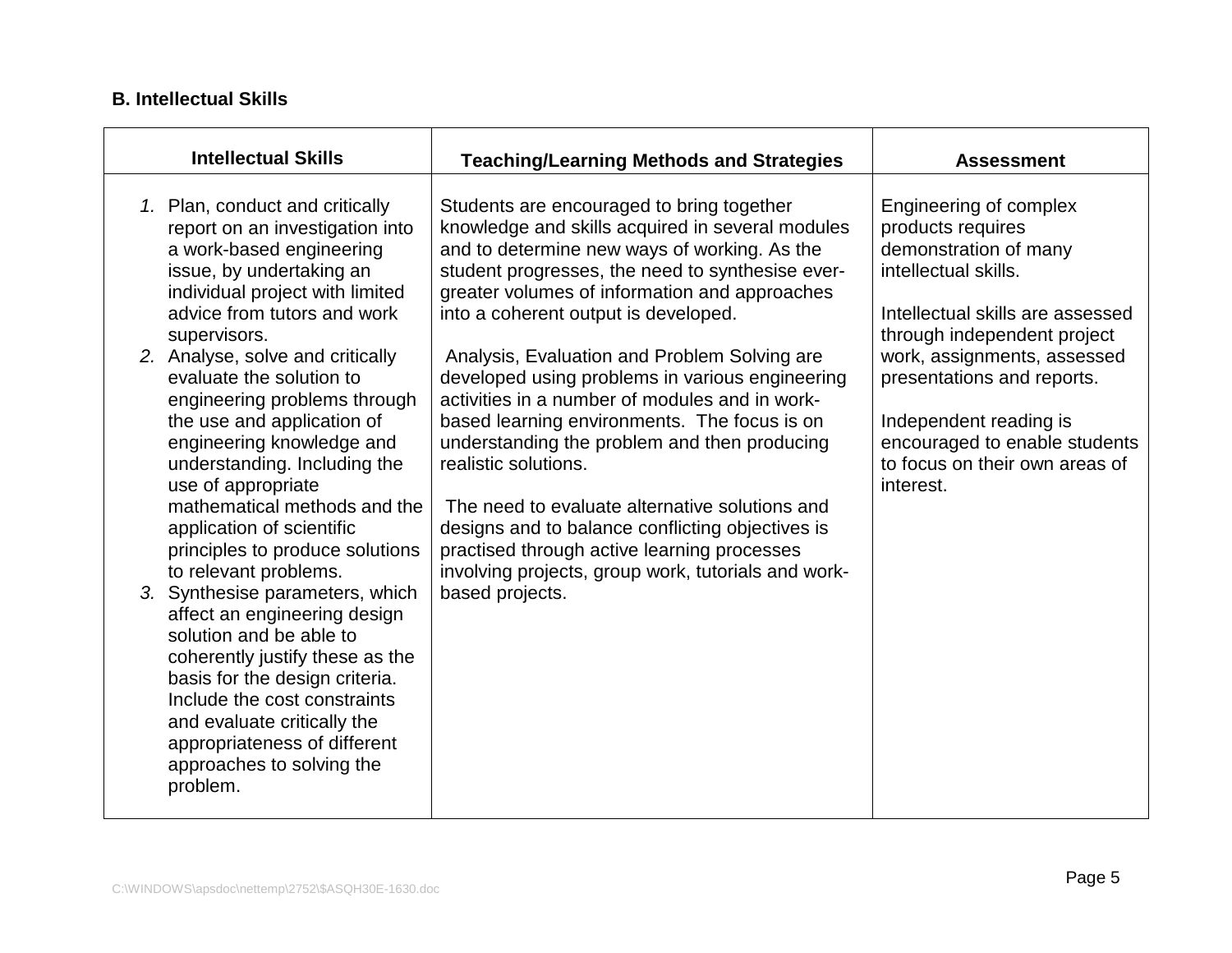### B. Intellectual Skills

| Intellectual Skills | Teaching/Learning Methods and Strategies | Assessment |
|---|---|---|
| 1. Plan, conduct and critically report on an investigation into a work-based engineering issue, by undertaking an individual project with limited advice from tutors and work supervisors.<br>2. Analyse, solve and critically evaluate the solution to engineering problems through the use and application of engineering knowledge and understanding. Including the use of appropriate mathematical methods and the application of scientific principles to produce solutions to relevant problems.<br>3. Synthesise parameters, which affect an engineering design solution and be able to coherently justify these as the basis for the design criteria. Include the cost constraints and evaluate critically the appropriateness of different approaches to solving the problem. | Students are encouraged to bring together knowledge and skills acquired in several modules and to determine new ways of working. As the student progresses, the need to synthesise ever-greater volumes of information and approaches into a coherent output is developed.<br><br>Analysis, Evaluation and Problem Solving are developed using problems in various engineering activities in a number of modules and in work-based learning environments. The focus is on understanding the problem and then producing realistic solutions.<br><br>The need to evaluate alternative solutions and designs and to balance conflicting objectives is practised through active learning processes involving projects, group work, tutorials and work-based projects. | Engineering of complex products requires demonstration of many intellectual skills.<br><br>Intellectual skills are assessed through independent project work, assignments, assessed presentations and reports.<br><br>Independent reading is encouraged to enable students to focus on their own areas of interest. |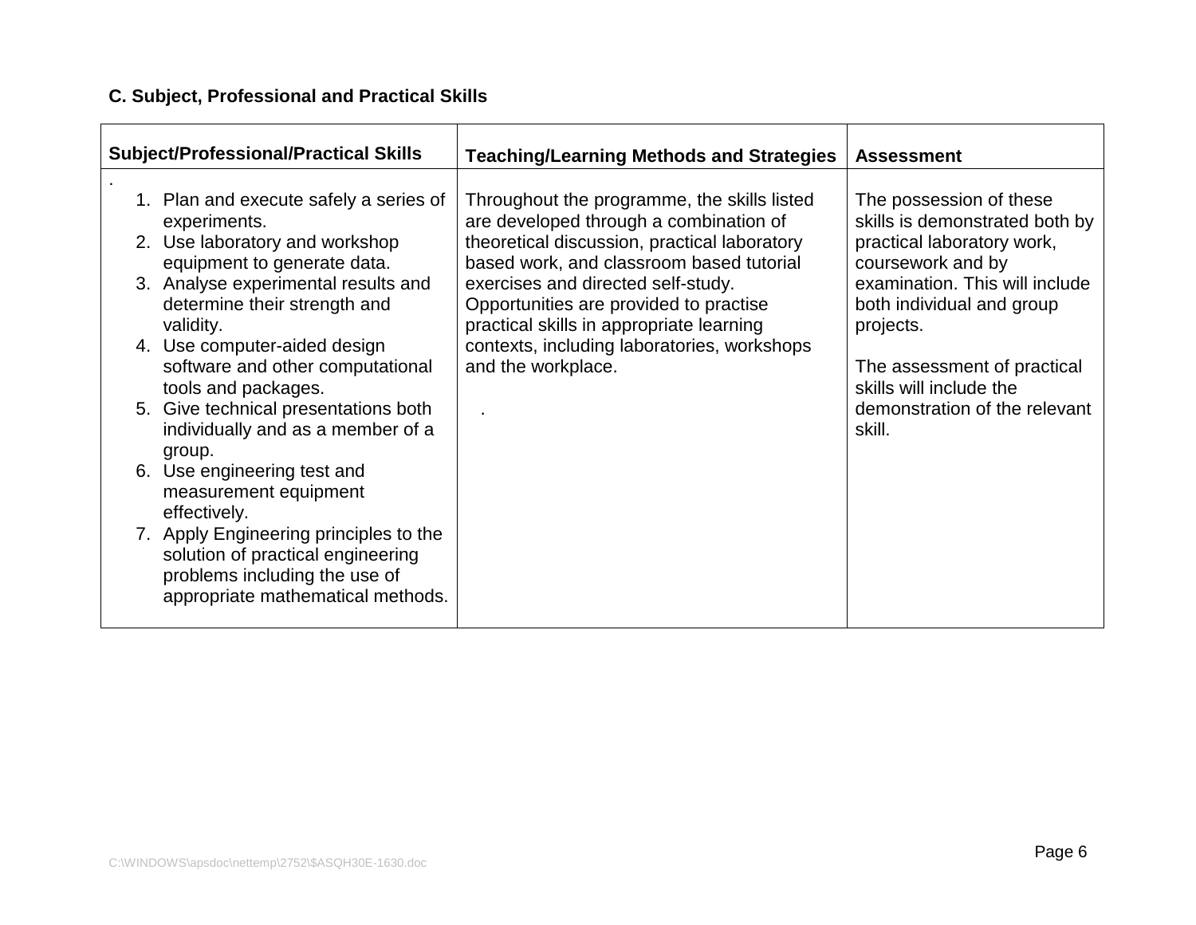**C. Subject, Professional and Practical Skills**

| Subject/Professional/Practical Skills | Teaching/Learning Methods and Strategies | Assessment |
|---|---|---|
| .<br>1. Plan and execute safely a series of experiments.<br>2. Use laboratory and workshop equipment to generate data.<br>3. Analyse experimental results and determine their strength and validity.<br>4. Use computer-aided design software and other computational tools and packages.<br>5. Give technical presentations both individually and as a member of a group.<br>6. Use engineering test and measurement equipment effectively.<br>7. Apply Engineering principles to the solution of practical engineering problems including the use of appropriate mathematical methods. | Throughout the programme, the skills listed are developed through a combination of theoretical discussion, practical laboratory based work, and classroom based tutorial exercises and directed self-study. Opportunities are provided to practise practical skills in appropriate learning contexts, including laboratories, workshops and the workplace.<br><br>. | The possession of these skills is demonstrated both by practical laboratory work, coursework and by examination. This will include both individual and group projects.<br><br>The assessment of practical skills will include the demonstration of the relevant skill. |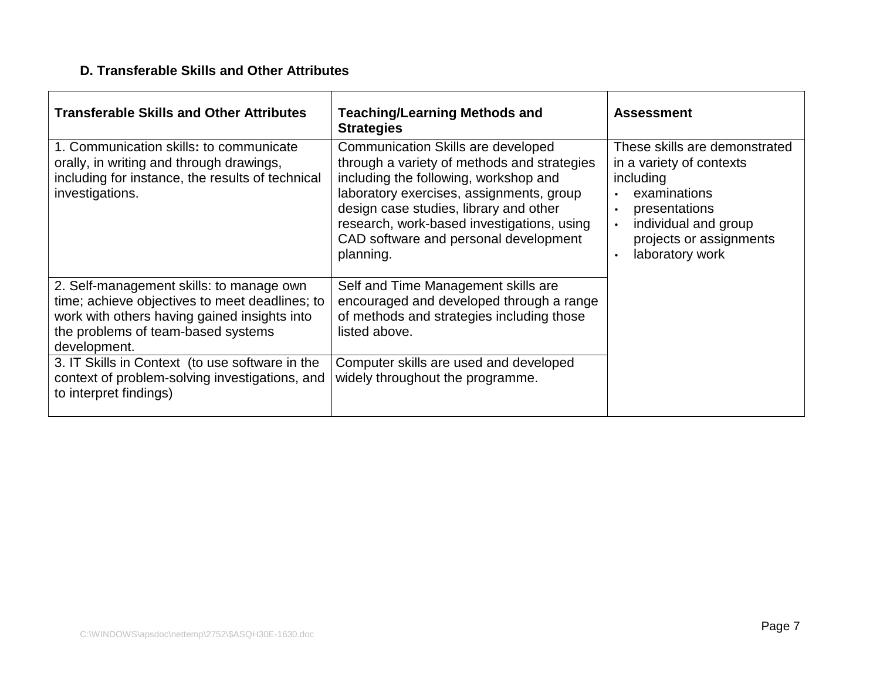### D. Transferable Skills and Other Attributes

| Transferable Skills and Other Attributes | Teaching/Learning Methods and Strategies | Assessment |
|---|---|---|
| 1. Communication skills**:** to communicate orally, in writing and through drawings, including for instance, the results of technical investigations. | Communication Skills are developed through a variety of methods and strategies including the following, workshop and laboratory exercises, assignments, group design case studies, library and other research, work-based investigations, using CAD software and personal development planning. | These skills are demonstrated in a variety of contexts including<br>• examinations<br>• presentations<br>• individual and group projects or assignments<br>• laboratory work |
| 2. Self-management skills: to manage own time; achieve objectives to meet deadlines; to work with others having gained insights into the problems of team-based systems development. | Self and Time Management skills are encouraged and developed through a range of methods and strategies including those listed above. | |
| 3. IT Skills in Context (to use software in the context of problem-solving investigations, and to interpret findings) | Computer skills are used and developed widely throughout the programme. | |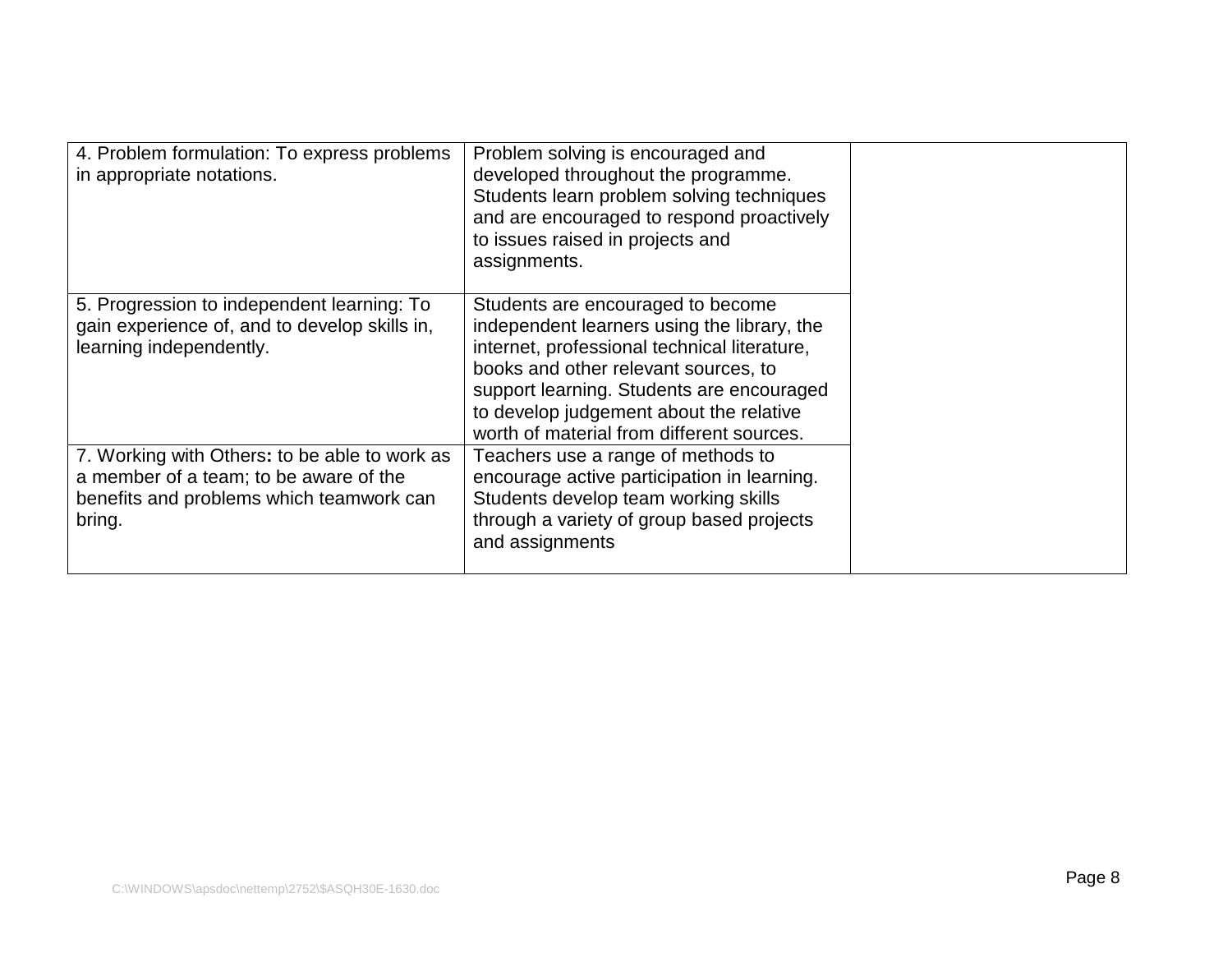| | | |
|---|---|---|
| 4. Problem formulation: To express problems in appropriate notations. | Problem solving is encouraged and developed throughout the programme. Students learn problem solving techniques and are encouraged to respond proactively to issues raised in projects and assignments. | |
| 5. Progression to independent learning: To gain experience of, and to develop skills in, learning independently. | Students are encouraged to become independent learners using the library, the internet, professional technical literature, books and other relevant sources, to support learning. Students are encouraged to develop judgement about the relative worth of material from different sources. | |
| 7. Working with Others**:** to be able to work as a member of a team; to be aware of the benefits and problems which teamwork can bring. | Teachers use a range of methods to encourage active participation in learning. Students develop team working skills through a variety of group based projects and assignments | |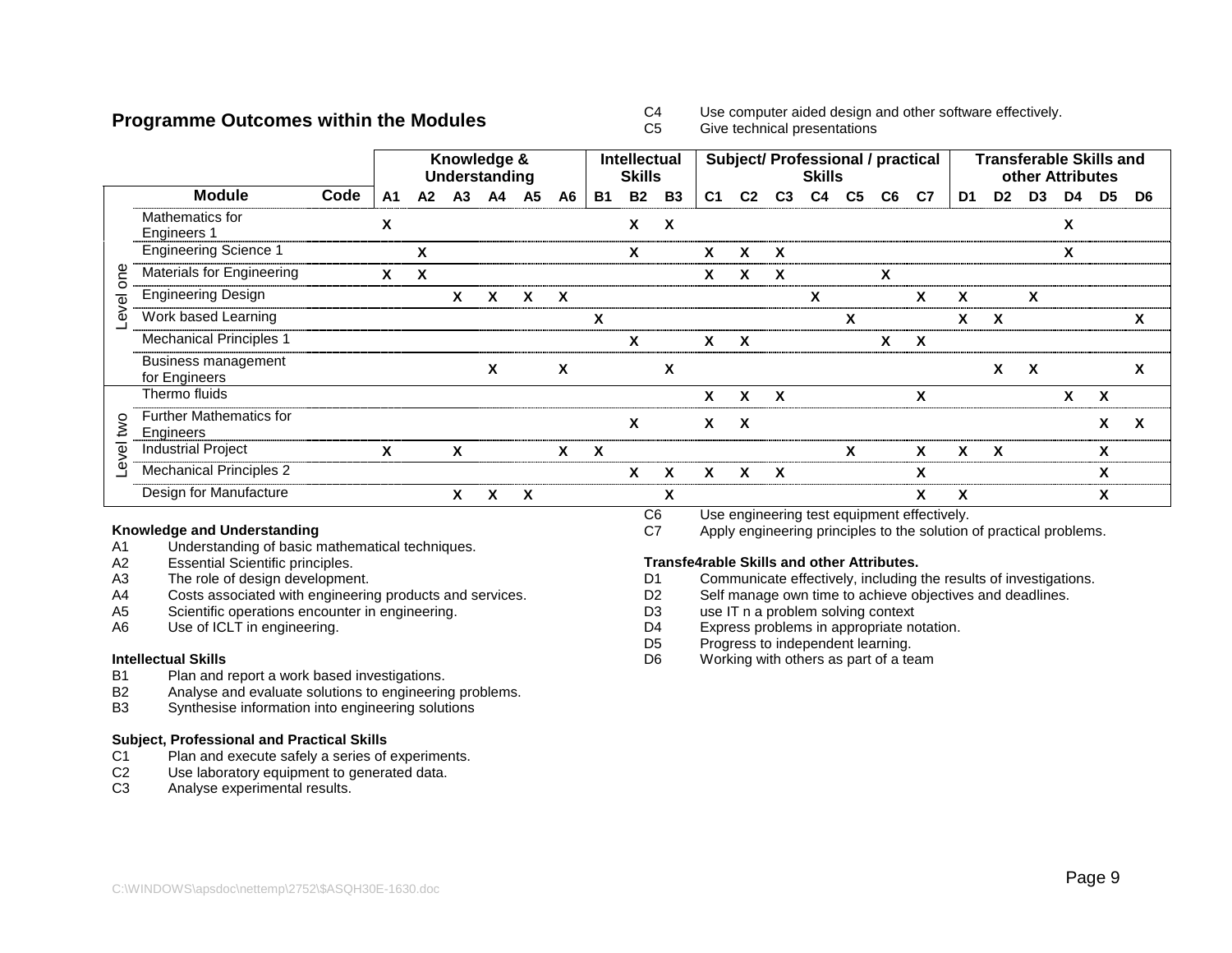## Programme Outcomes within the Modules

| Level | Module | Code | Knowledge & Understanding | | | | | | Intellectual Skills | | | Subject/ Professional / practical Skills | | | | | | | Transferable Skills and other Attributes | | | | | |
|---|---|---|---|---|---|---|---|---|---|---|---|---|---|---|---|---|---|---|---|---|---|---|---|---|
| | | | A1 | A2 | A3 | A4 | A5 | A6 | B1 | B2 | B3 | C1 | C2 | C3 | C4 | C5 | C6 | C7 | D1 | D2 | D3 | D4 | D5 | D6 |
| Level one | Mathematics for Engineers 1 | | X | | | | | | | X | X | | | | | | | | | | | X | | |
| | Engineering Science 1 | | | X | | | | | | X | | X | X | X | | | | | | | | X | | |
| | Materials for Engineering | | X | X | | | | | | | | X | X | X | | | X | | | | | | | |
| | Engineering Design | | | | X | X | X | X | | | | | | | X | | | X | X | | X | | | |
| | Work based Learning | | | | | | | | X | | | | | | | X | | | X | X | | | | X |
| | Mechanical Principles 1 | | | | | | | | | X | | X | X | | | | X | X | | | | | | |
| | Business management for Engineers | | | | | X | | X | | | X | | | | | | | | | X | X | | | X |
| Level two | Thermo fluids | | | | | | | | | | | X | X | X | | | | X | | | | X | X | |
| | Further Mathematics for Engineers | | | | | | | | | X | | X | X | | | | | | | | | | X | X |
| | Industrial Project | | X | | X | | | X | X | | | | | | | X | | X | X | X | | | X | |
| | Mechanical Principles 2 | | | | | | | | | X | X | X | X | X | | | | X | | | | | X | |
| | Design for Manufacture | | | | X | X | X | | | | X | | | | | | | X | X | | | | X | |

**Knowledge and Understanding**

A1 Understanding of basic mathematical techniques.
A2 Essential Scientific principles.
A3 The role of design development.
A4 Costs associated with engineering products and services.
A5 Scientific operations encounter in engineering.
A6 Use of ICLT in engineering.

**Intellectual Skills**

B1 Plan and report a work based investigations.
B2 Analyse and evaluate solutions to engineering problems.
B3 Synthesise information into engineering solutions

**Subject, Professional and Practical Skills**

C1 Plan and execute safely a series of experiments.
C2 Use laboratory equipment to generated data.
C3 Analyse experimental results.
C4 Use computer aided design and other software effectively.
C5 Give technical presentations
C6 Use engineering test equipment effectively.
C7 Apply engineering principles to the solution of practical problems.

**Transfe4rable Skills and other Attributes.**

D1 Communicate effectively, including the results of investigations.
D2 Self manage own time to achieve objectives and deadlines.
D3 use IT n a problem solving context
D4 Express problems in appropriate notation.
D5 Progress to independent learning.
D6 Working with others as part of a team

C:\WINDOWS\apsdoc\nettemp\2752\$ASQH30E-1630.doc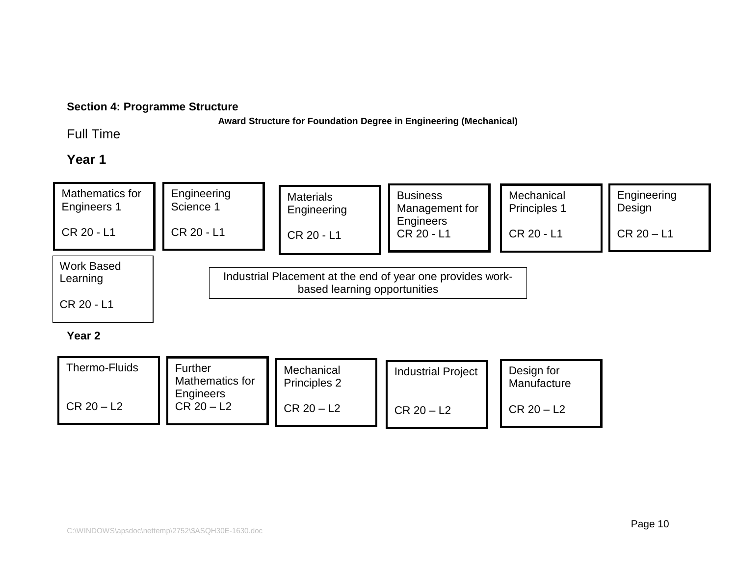**Section 4: Programme Structure**

**Award Structure for Foundation Degree in Engineering (Mechanical)**

Full Time

**Year 1**

| Module | Credits - Level |
|---|---|
| Mathematics for Engineers 1 | CR 20 - L1 |
| Engineering Science 1 | CR 20 - L1 |
| Materials Engineering | CR 20 - L1 |
| Business Management for Engineers | CR 20 - L1 |
| Mechanical Principles 1 | CR 20 - L1 |
| Engineering Design | CR 20 – L1 |
| Work Based Learning | CR 20 - L1 |

Industrial Placement at the end of year one provides work-based learning opportunities

**Year 2**

| Module | Credits - Level |
|---|---|
| Thermo-Fluids | CR 20 – L2 |
| Further Mathematics for Engineers | CR 20 – L2 |
| Mechanical Principles 2 | CR 20 – L2 |
| Industrial Project | CR 20 – L2 |
| Design for Manufacture | CR 20 – L2 |

C:\WINDOWS\apsdoc\nettemp\2752\$ASQH30E-1630.doc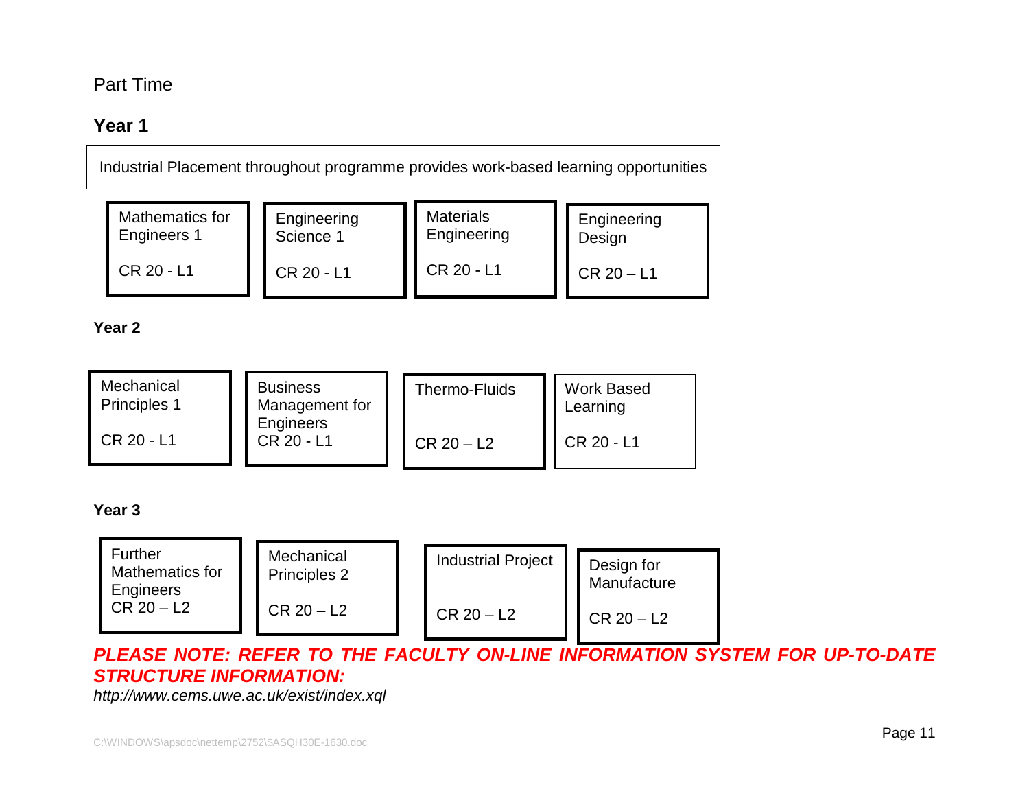Part Time

## Year 1

Industrial Placement throughout programme provides work-based learning opportunities

| Mathematics for Engineers 1 | Engineering Science 1 | Materials Engineering | Engineering Design |
|---|---|---|---|
| CR 20 - L1 | CR 20 - L1 | CR 20 - L1 | CR 20 – L1 |

## Year 2

| Mechanical Principles 1 | Business Management for Engineers | Thermo-Fluids | Work Based Learning |
|---|---|---|---|
| CR 20 - L1 | CR 20 - L1 | CR 20 – L2 | CR 20 - L1 |

## Year 3

| Further Mathematics for Engineers | Mechanical Principles 2 | Industrial Project | Design for Manufacture |
|---|---|---|---|
| CR 20 – L2 | CR 20 – L2 | CR 20 – L2 | CR 20 – L2 |

***PLEASE NOTE: REFER TO THE FACULTY ON-LINE INFORMATION SYSTEM FOR UP-TO-DATE STRUCTURE INFORMATION:***

*http://www.cems.uwe.ac.uk/exist/index.xql*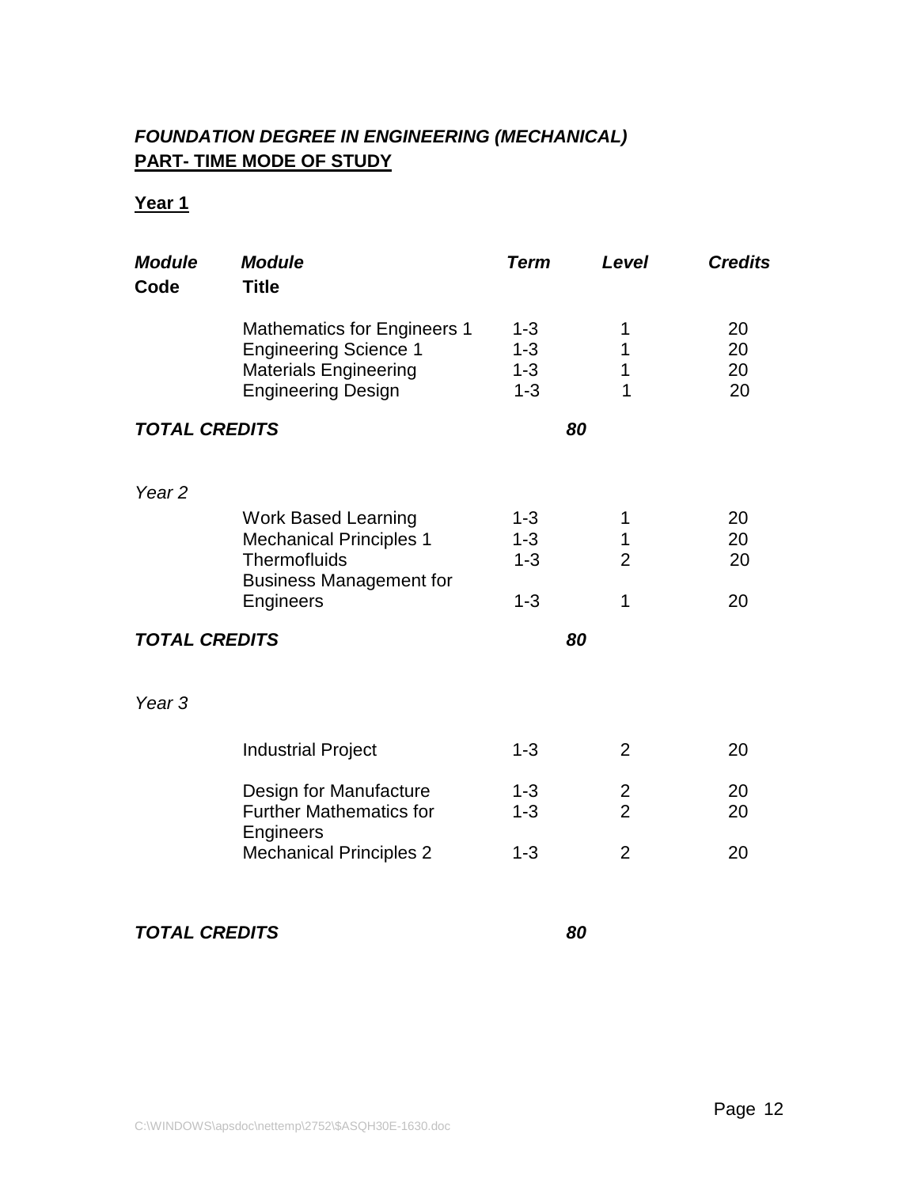## *FOUNDATION DEGREE IN ENGINEERING (MECHANICAL)*
**PART- TIME MODE OF STUDY**

**Year 1**

| ***Module* Code** | ***Module* Title** | ***Term*** | ***Level*** | ***Credits*** |
|---|---|---|---|---|
| | Mathematics for Engineers 1 | 1-3 | 1 | 20 |
| | Engineering Science 1 | 1-3 | 1 | 20 |
| | Materials Engineering | 1-3 | 1 | 20 |
| | Engineering Design | 1-3 | 1 | 20 |

***TOTAL CREDITS*** ***80***

*Year 2*

| Module Code | Module Title | Term | Level | Credits |
|---|---|---|---|---|
| | Work Based Learning | 1-3 | 1 | 20 |
| | Mechanical Principles 1 | 1-3 | 1 | 20 |
| | Thermofluids | 1-3 | 2 | 20 |
| | Business Management for Engineers | 1-3 | 1 | 20 |

***TOTAL CREDITS*** ***80***

*Year 3*

| Module Code | Module Title | Term | Level | Credits |
|---|---|---|---|---|
| | Industrial Project | 1-3 | 2 | 20 |
| | Design for Manufacture | 1-3 | 2 | 20 |
| | Further Mathematics for Engineers | 1-3 | 2 | 20 |
| | Mechanical Principles 2 | 1-3 | 2 | 20 |

***TOTAL CREDITS*** ***80***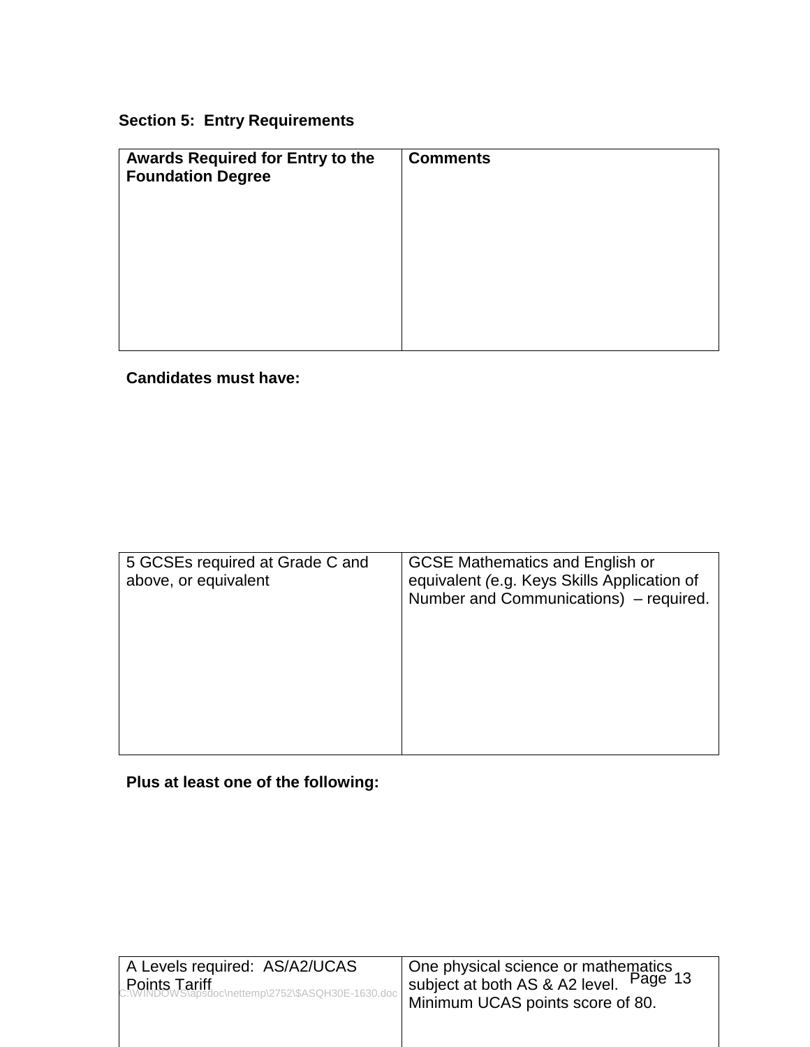**Section 5: Entry Requirements**

| Awards Required for Entry to the Foundation Degree | Comments |
|---|---|

**Candidates must have:**

| | |
|---|---|
| 5 GCSEs required at Grade C and above, or equivalent | GCSE Mathematics and English or equivalent (e.g. Keys Skills Application of Number and Communications) – required. |

**Plus at least one of the following:**

| | |
|---|---|
| A Levels required: AS/A2/UCAS Points Tariff | One physical science or mathematics subject at both AS & A2 level. Minimum UCAS points score of 80. |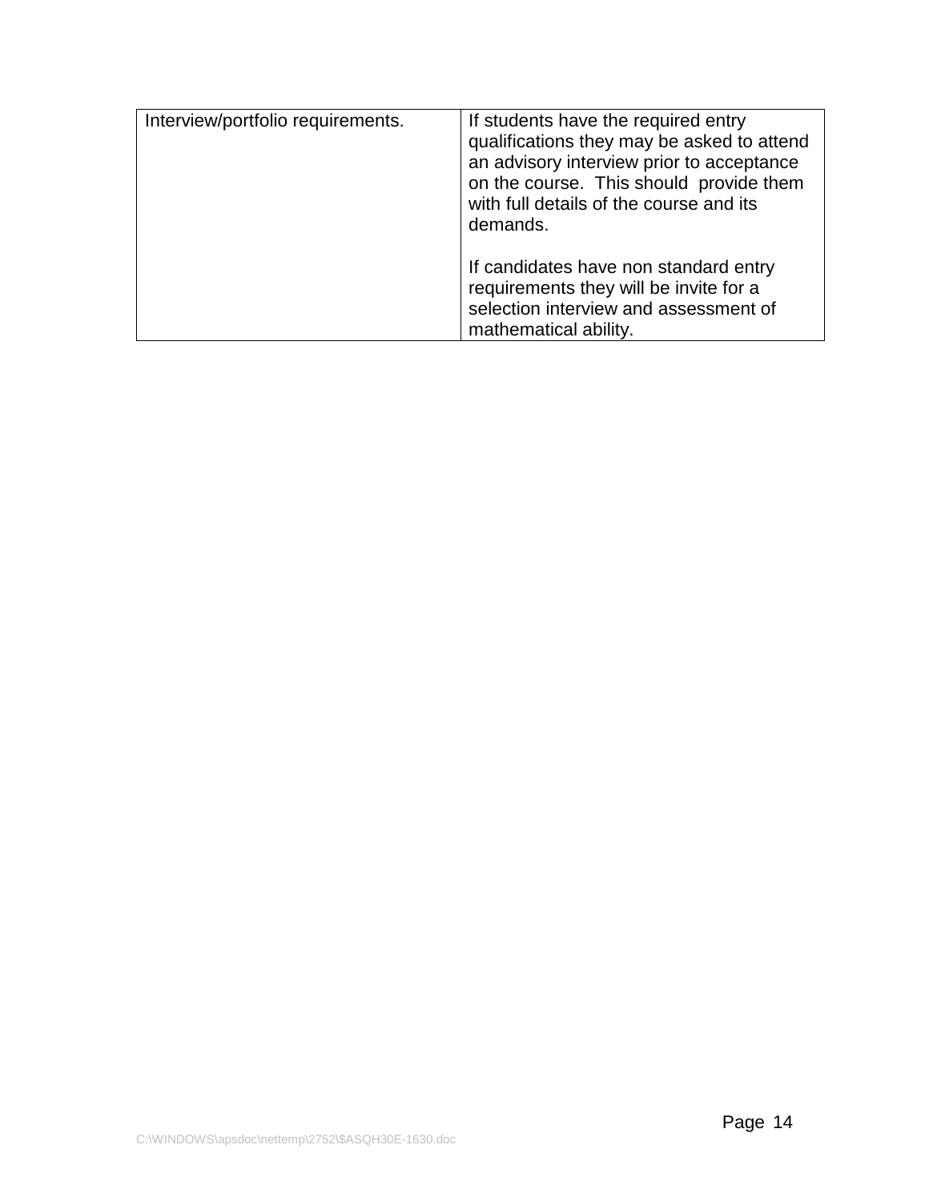| Interview/portfolio requirements. | If students have the required entry qualifications they may be asked to attend an advisory interview prior to acceptance on the course. This should provide them with full details of the course and its demands.<br><br>If candidates have non standard entry requirements they will be invite for a selection interview and assessment of mathematical ability. |
|---|---|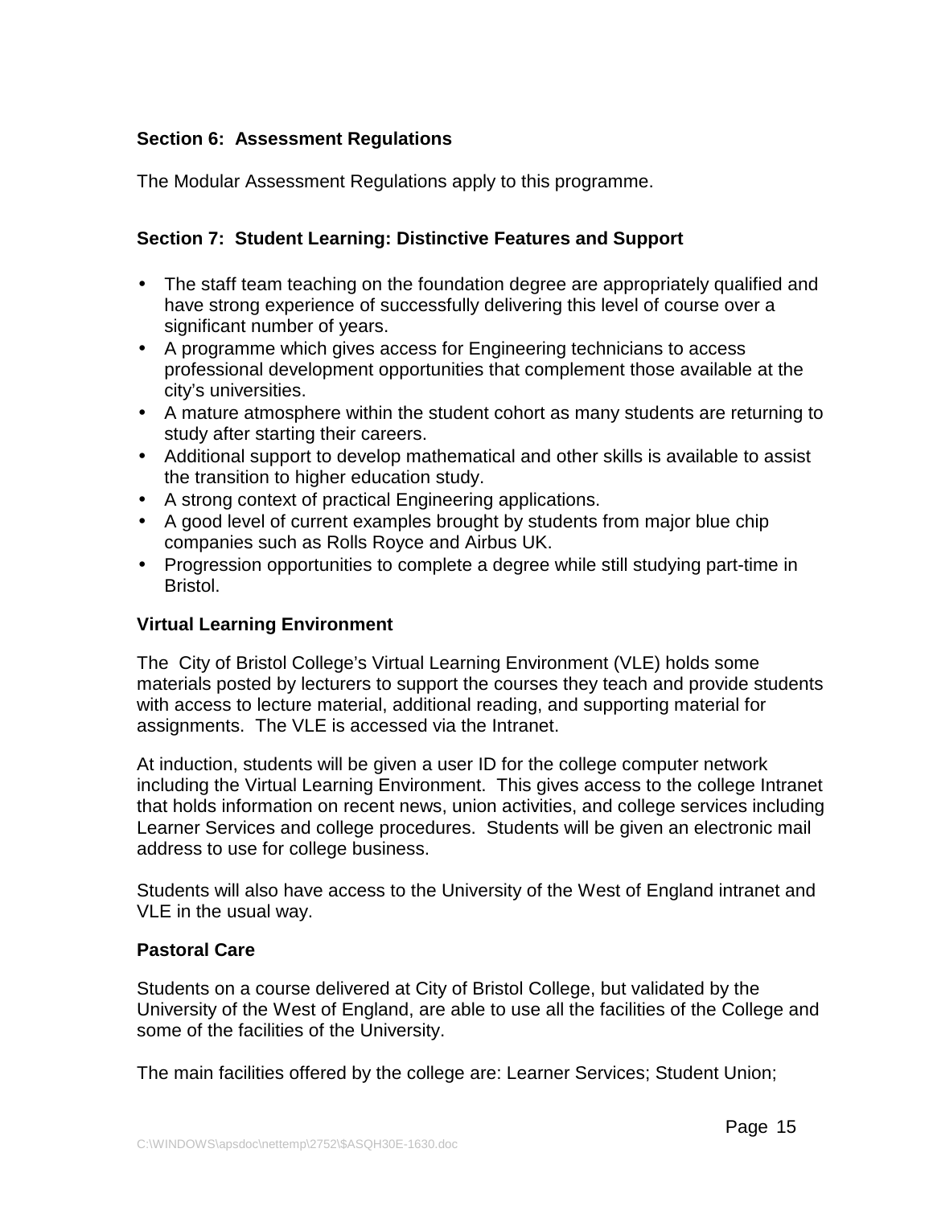## Section 6: Assessment Regulations

The Modular Assessment Regulations apply to this programme.

## Section 7: Student Learning: Distinctive Features and Support

- The staff team teaching on the foundation degree are appropriately qualified and have strong experience of successfully delivering this level of course over a significant number of years.
- A programme which gives access for Engineering technicians to access professional development opportunities that complement those available at the city's universities.
- A mature atmosphere within the student cohort as many students are returning to study after starting their careers.
- Additional support to develop mathematical and other skills is available to assist the transition to higher education study.
- A strong context of practical Engineering applications.
- A good level of current examples brought by students from major blue chip companies such as Rolls Royce and Airbus UK.
- Progression opportunities to complete a degree while still studying part-time in Bristol.

### Virtual Learning Environment

The City of Bristol College's Virtual Learning Environment (VLE) holds some materials posted by lecturers to support the courses they teach and provide students with access to lecture material, additional reading, and supporting material for assignments. The VLE is accessed via the Intranet.

At induction, students will be given a user ID for the college computer network including the Virtual Learning Environment. This gives access to the college Intranet that holds information on recent news, union activities, and college services including Learner Services and college procedures. Students will be given an electronic mail address to use for college business.

Students will also have access to the University of the West of England intranet and VLE in the usual way.

### Pastoral Care

Students on a course delivered at City of Bristol College, but validated by the University of the West of England, are able to use all the facilities of the College and some of the facilities of the University.

The main facilities offered by the college are: Learner Services; Student Union;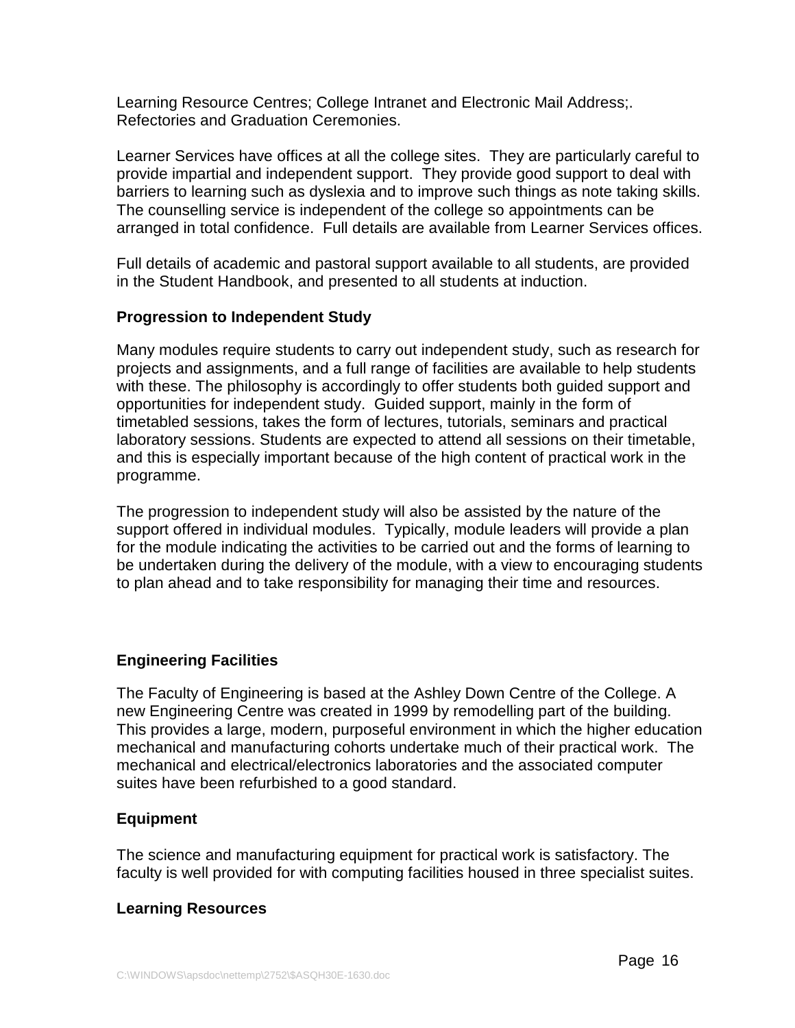Learning Resource Centres; College Intranet and Electronic Mail Address;. Refectories and Graduation Ceremonies.

Learner Services have offices at all the college sites. They are particularly careful to provide impartial and independent support. They provide good support to deal with barriers to learning such as dyslexia and to improve such things as note taking skills. The counselling service is independent of the college so appointments can be arranged in total confidence. Full details are available from Learner Services offices.

Full details of academic and pastoral support available to all students, are provided in the Student Handbook, and presented to all students at induction.

**Progression to Independent Study**

Many modules require students to carry out independent study, such as research for projects and assignments, and a full range of facilities are available to help students with these. The philosophy is accordingly to offer students both guided support and opportunities for independent study. Guided support, mainly in the form of timetabled sessions, takes the form of lectures, tutorials, seminars and practical laboratory sessions. Students are expected to attend all sessions on their timetable, and this is especially important because of the high content of practical work in the programme.

The progression to independent study will also be assisted by the nature of the support offered in individual modules. Typically, module leaders will provide a plan for the module indicating the activities to be carried out and the forms of learning to be undertaken during the delivery of the module, with a view to encouraging students to plan ahead and to take responsibility for managing their time and resources.

**Engineering Facilities**

The Faculty of Engineering is based at the Ashley Down Centre of the College. A new Engineering Centre was created in 1999 by remodelling part of the building. This provides a large, modern, purposeful environment in which the higher education mechanical and manufacturing cohorts undertake much of their practical work. The mechanical and electrical/electronics laboratories and the associated computer suites have been refurbished to a good standard.

**Equipment**

The science and manufacturing equipment for practical work is satisfactory. The faculty is well provided for with computing facilities housed in three specialist suites.

**Learning Resources**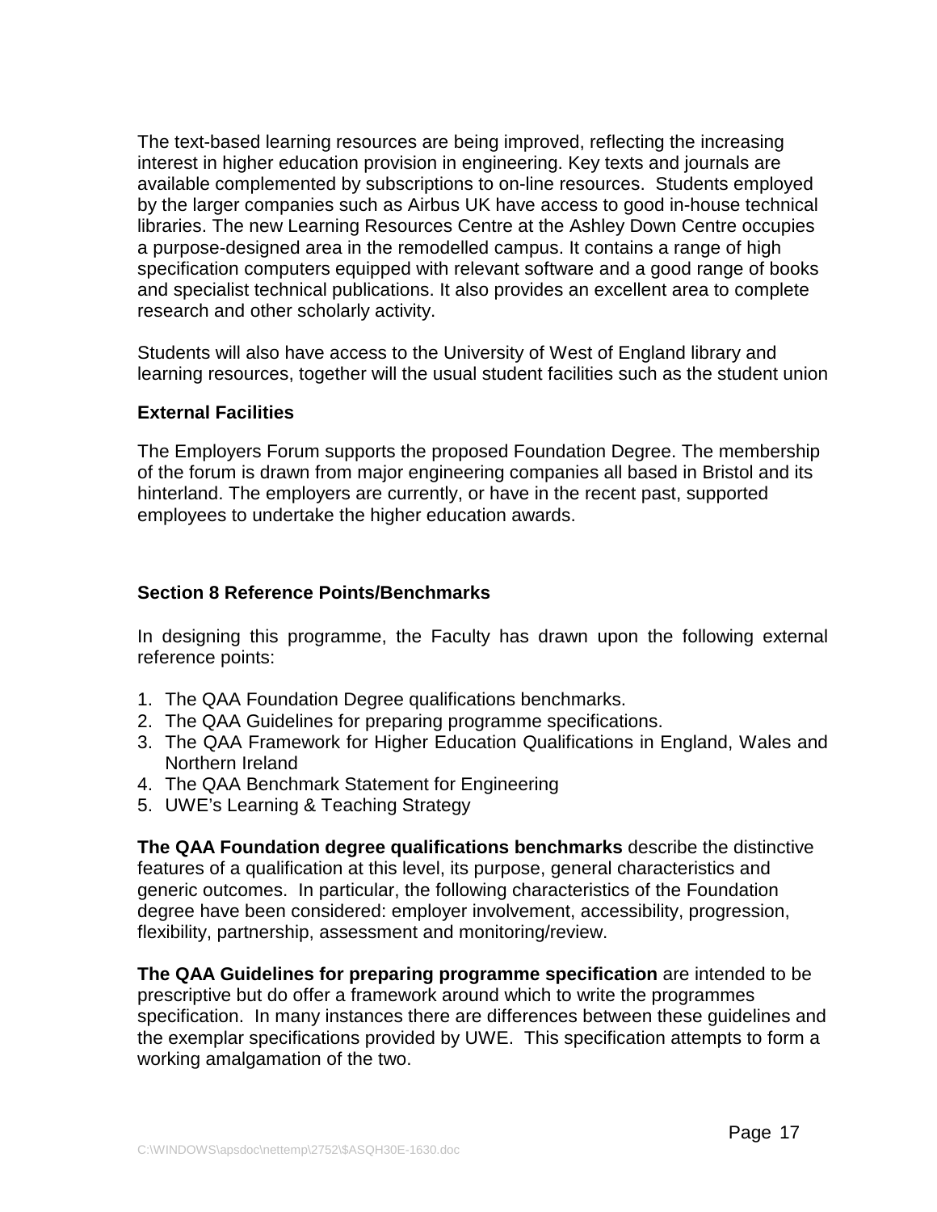The text-based learning resources are being improved, reflecting the increasing interest in higher education provision in engineering. Key texts and journals are available complemented by subscriptions to on-line resources. Students employed by the larger companies such as Airbus UK have access to good in-house technical libraries. The new Learning Resources Centre at the Ashley Down Centre occupies a purpose-designed area in the remodelled campus. It contains a range of high specification computers equipped with relevant software and a good range of books and specialist technical publications. It also provides an excellent area to complete research and other scholarly activity.

Students will also have access to the University of West of England library and learning resources, together will the usual student facilities such as the student union

**External Facilities**

The Employers Forum supports the proposed Foundation Degree. The membership of the forum is drawn from major engineering companies all based in Bristol and its hinterland. The employers are currently, or have in the recent past, supported employees to undertake the higher education awards.

**Section 8 Reference Points/Benchmarks**

In designing this programme, the Faculty has drawn upon the following external reference points:

1. The QAA Foundation Degree qualifications benchmarks.
2. The QAA Guidelines for preparing programme specifications.
3. The QAA Framework for Higher Education Qualifications in England, Wales and Northern Ireland
4. The QAA Benchmark Statement for Engineering
5. UWE's Learning & Teaching Strategy

**The QAA Foundation degree qualifications benchmarks** describe the distinctive features of a qualification at this level, its purpose, general characteristics and generic outcomes. In particular, the following characteristics of the Foundation degree have been considered: employer involvement, accessibility, progression, flexibility, partnership, assessment and monitoring/review.

**The QAA Guidelines for preparing programme specification** are intended to be prescriptive but do offer a framework around which to write the programmes specification. In many instances there are differences between these guidelines and the exemplar specifications provided by UWE. This specification attempts to form a working amalgamation of the two.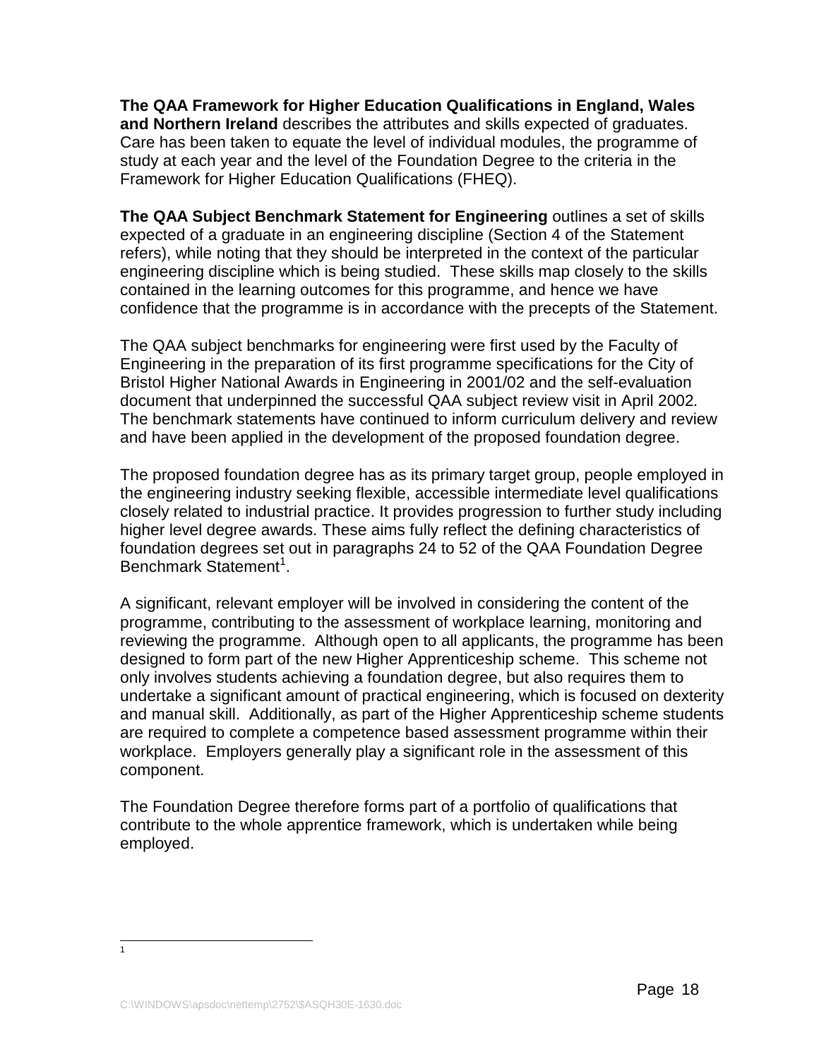**The QAA Framework for Higher Education Qualifications in England, Wales and Northern Ireland** describes the attributes and skills expected of graduates. Care has been taken to equate the level of individual modules, the programme of study at each year and the level of the Foundation Degree to the criteria in the Framework for Higher Education Qualifications (FHEQ).

**The QAA Subject Benchmark Statement for Engineering** outlines a set of skills expected of a graduate in an engineering discipline (Section 4 of the Statement refers), while noting that they should be interpreted in the context of the particular engineering discipline which is being studied. These skills map closely to the skills contained in the learning outcomes for this programme, and hence we have confidence that the programme is in accordance with the precepts of the Statement.

The QAA subject benchmarks for engineering were first used by the Faculty of Engineering in the preparation of its first programme specifications for the City of Bristol Higher National Awards in Engineering in 2001/02 and the self-evaluation document that underpinned the successful QAA subject review visit in April 2002. The benchmark statements have continued to inform curriculum delivery and review and have been applied in the development of the proposed foundation degree.

The proposed foundation degree has as its primary target group, people employed in the engineering industry seeking flexible, accessible intermediate level qualifications closely related to industrial practice. It provides progression to further study including higher level degree awards. These aims fully reflect the defining characteristics of foundation degrees set out in paragraphs 24 to 52 of the QAA Foundation Degree Benchmark Statement[1].

A significant, relevant employer will be involved in considering the content of the programme, contributing to the assessment of workplace learning, monitoring and reviewing the programme. Although open to all applicants, the programme has been designed to form part of the new Higher Apprenticeship scheme. This scheme not only involves students achieving a foundation degree, but also requires them to undertake a significant amount of practical engineering, which is focused on dexterity and manual skill. Additionally, as part of the Higher Apprenticeship scheme students are required to complete a competence based assessment programme within their workplace. Employers generally play a significant role in the assessment of this component.

The Foundation Degree therefore forms part of a portfolio of qualifications that contribute to the whole apprentice framework, which is undertaken while being employed.

[1]